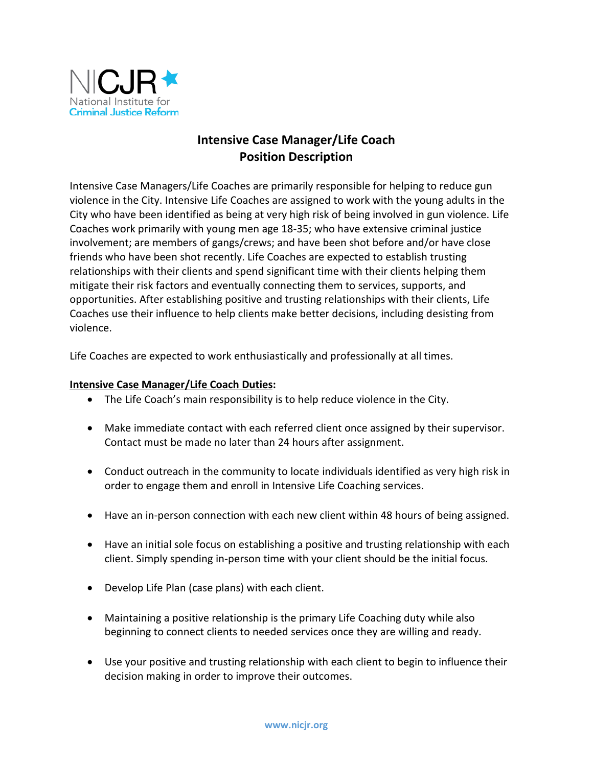NICJR
National Institute for
Criminal Justice Reform

# Intensive Case Manager/Life Coach
# Position Description

Intensive Case Managers/Life Coaches are primarily responsible for helping to reduce gun violence in the City. Intensive Life Coaches are assigned to work with the young adults in the City who have been identified as being at very high risk of being involved in gun violence. Life Coaches work primarily with young men age 18-35; who have extensive criminal justice involvement; are members of gangs/crews; and have been shot before and/or have close friends who have been shot recently. Life Coaches are expected to establish trusting relationships with their clients and spend significant time with their clients helping them mitigate their risk factors and eventually connecting them to services, supports, and opportunities. After establishing positive and trusting relationships with their clients, Life Coaches use their influence to help clients make better decisions, including desisting from violence.

Life Coaches are expected to work enthusiastically and professionally at all times.

**Intensive Case Manager/Life Coach Duties:**

- The Life Coach's main responsibility is to help reduce violence in the City.
- Make immediate contact with each referred client once assigned by their supervisor. Contact must be made no later than 24 hours after assignment.
- Conduct outreach in the community to locate individuals identified as very high risk in order to engage them and enroll in Intensive Life Coaching services.
- Have an in-person connection with each new client within 48 hours of being assigned.
- Have an initial sole focus on establishing a positive and trusting relationship with each client. Simply spending in-person time with your client should be the initial focus.
- Develop Life Plan (case plans) with each client.
- Maintaining a positive relationship is the primary Life Coaching duty while also beginning to connect clients to needed services once they are willing and ready.
- Use your positive and trusting relationship with each client to begin to influence their decision making in order to improve their outcomes.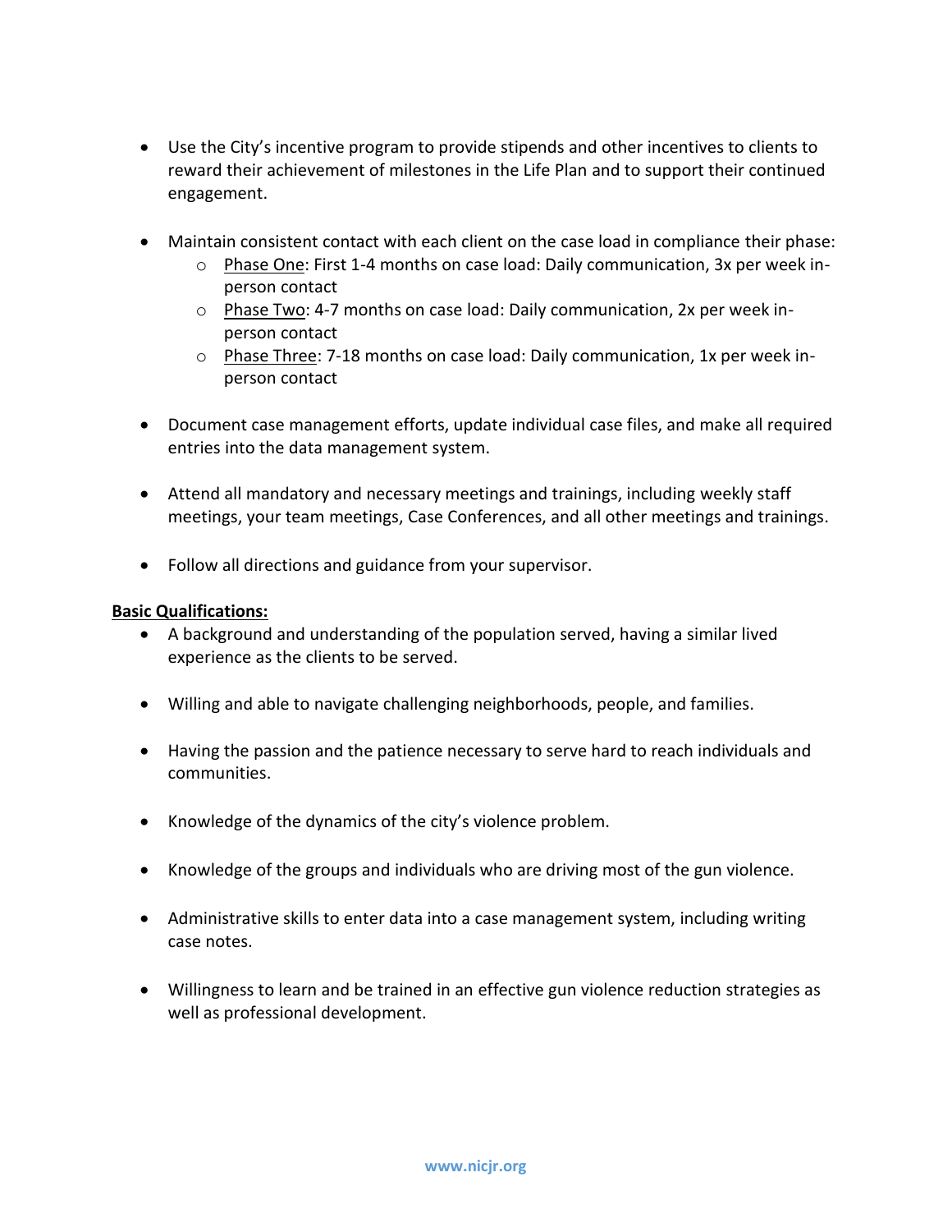- Use the City's incentive program to provide stipends and other incentives to clients to reward their achievement of milestones in the Life Plan and to support their continued engagement.

- Maintain consistent contact with each client on the case load in compliance their phase:
    - Phase One: First 1-4 months on case load: Daily communication, 3x per week in-person contact
    - Phase Two: 4-7 months on case load: Daily communication, 2x per week in-person contact
    - Phase Three: 7-18 months on case load: Daily communication, 1x per week in-person contact

- Document case management efforts, update individual case files, and make all required entries into the data management system.

- Attend all mandatory and necessary meetings and trainings, including weekly staff meetings, your team meetings, Case Conferences, and all other meetings and trainings.

- Follow all directions and guidance from your supervisor.

**Basic Qualifications:**

- A background and understanding of the population served, having a similar lived experience as the clients to be served.

- Willing and able to navigate challenging neighborhoods, people, and families.

- Having the passion and the patience necessary to serve hard to reach individuals and communities.

- Knowledge of the dynamics of the city's violence problem.

- Knowledge of the groups and individuals who are driving most of the gun violence.

- Administrative skills to enter data into a case management system, including writing case notes.

- Willingness to learn and be trained in an effective gun violence reduction strategies as well as professional development.